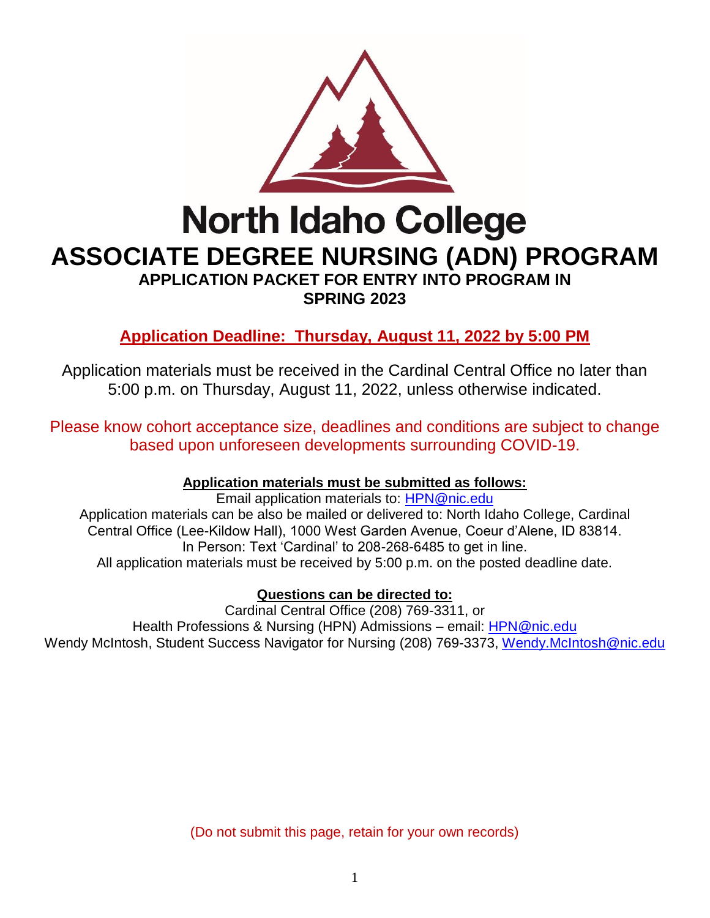# North Idaho College

# ASSOCIATE DEGREE NURSING (ADN) PROGRAM

## APPLICATION PACKET FOR ENTRY INTO PROGRAM IN SPRING 2023

**Application Deadline: Thursday, August 11, 2022 by 5:00 PM**

Application materials must be received in the Cardinal Central Office no later than 5:00 p.m. on Thursday, August 11, 2022, unless otherwise indicated.

Please know cohort acceptance size, deadlines and conditions are subject to change based upon unforeseen developments surrounding COVID-19.

**Application materials must be submitted as follows:**

Email application materials to: HPN@nic.edu
Application materials can be also be mailed or delivered to: North Idaho College, Cardinal Central Office (Lee-Kildow Hall), 1000 West Garden Avenue, Coeur d'Alene, ID 83814.
In Person: Text 'Cardinal' to 208-268-6485 to get in line.
All application materials must be received by 5:00 p.m. on the posted deadline date.

**Questions can be directed to:**

Cardinal Central Office (208) 769-3311, or
Health Professions & Nursing (HPN) Admissions – email: HPN@nic.edu
Wendy McIntosh, Student Success Navigator for Nursing (208) 769-3373, Wendy.McIntosh@nic.edu

(Do not submit this page, retain for your own records)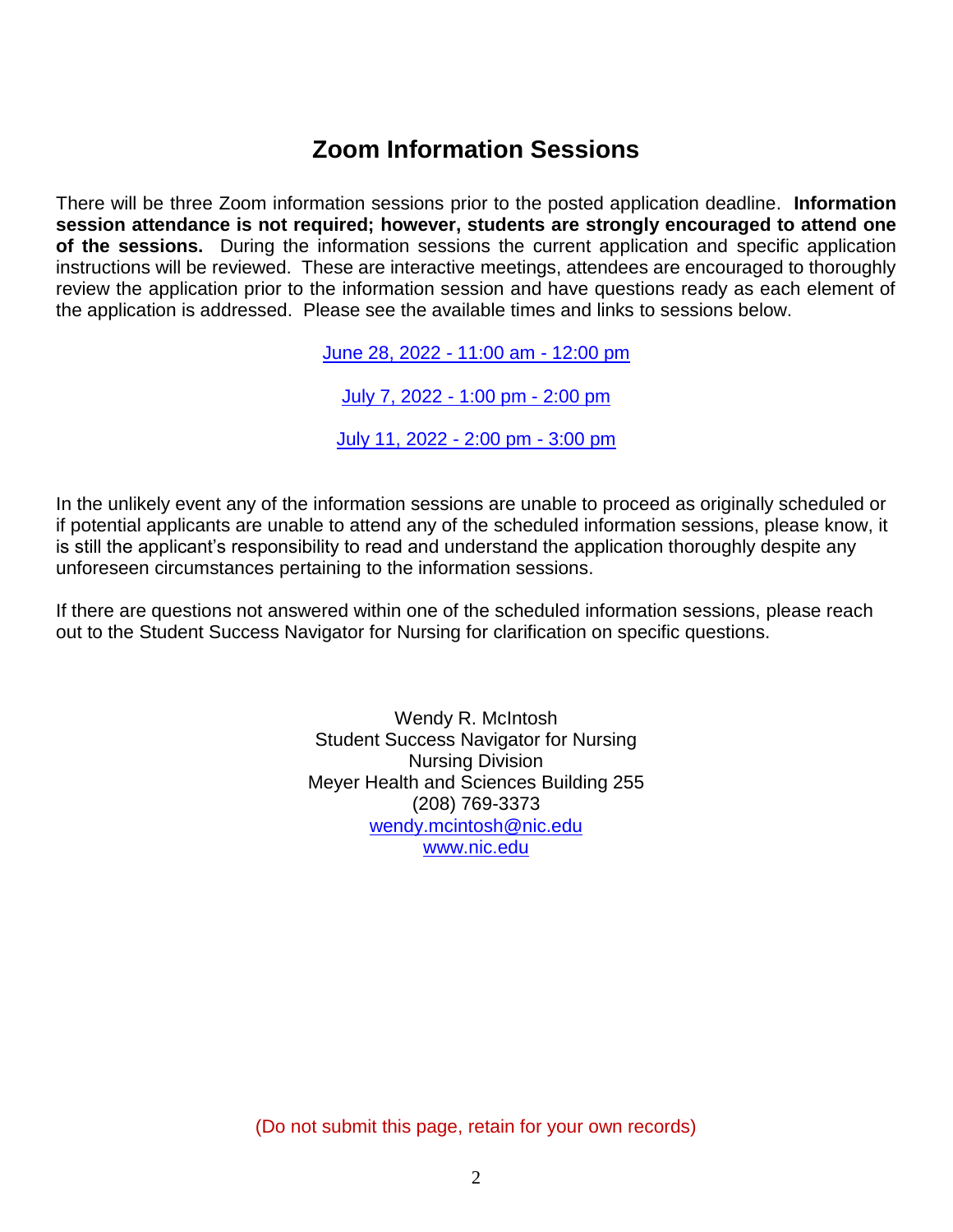# Zoom Information Sessions

There will be three Zoom information sessions prior to the posted application deadline. **Information session attendance is not required; however, students are strongly encouraged to attend one of the sessions.** During the information sessions the current application and specific application instructions will be reviewed. These are interactive meetings, attendees are encouraged to thoroughly review the application prior to the information session and have questions ready as each element of the application is addressed. Please see the available times and links to sessions below.

June 28, 2022 - 11:00 am - 12:00 pm

July 7, 2022 - 1:00 pm - 2:00 pm

July 11, 2022 - 2:00 pm - 3:00 pm

In the unlikely event any of the information sessions are unable to proceed as originally scheduled or if potential applicants are unable to attend any of the scheduled information sessions, please know, it is still the applicant's responsibility to read and understand the application thoroughly despite any unforeseen circumstances pertaining to the information sessions.

If there are questions not answered within one of the scheduled information sessions, please reach out to the Student Success Navigator for Nursing for clarification on specific questions.

Wendy R. McIntosh  
Student Success Navigator for Nursing  
Nursing Division  
Meyer Health and Sciences Building 255  
(208) 769-3373  
wendy.mcintosh@nic.edu  
www.nic.edu

(Do not submit this page, retain for your own records)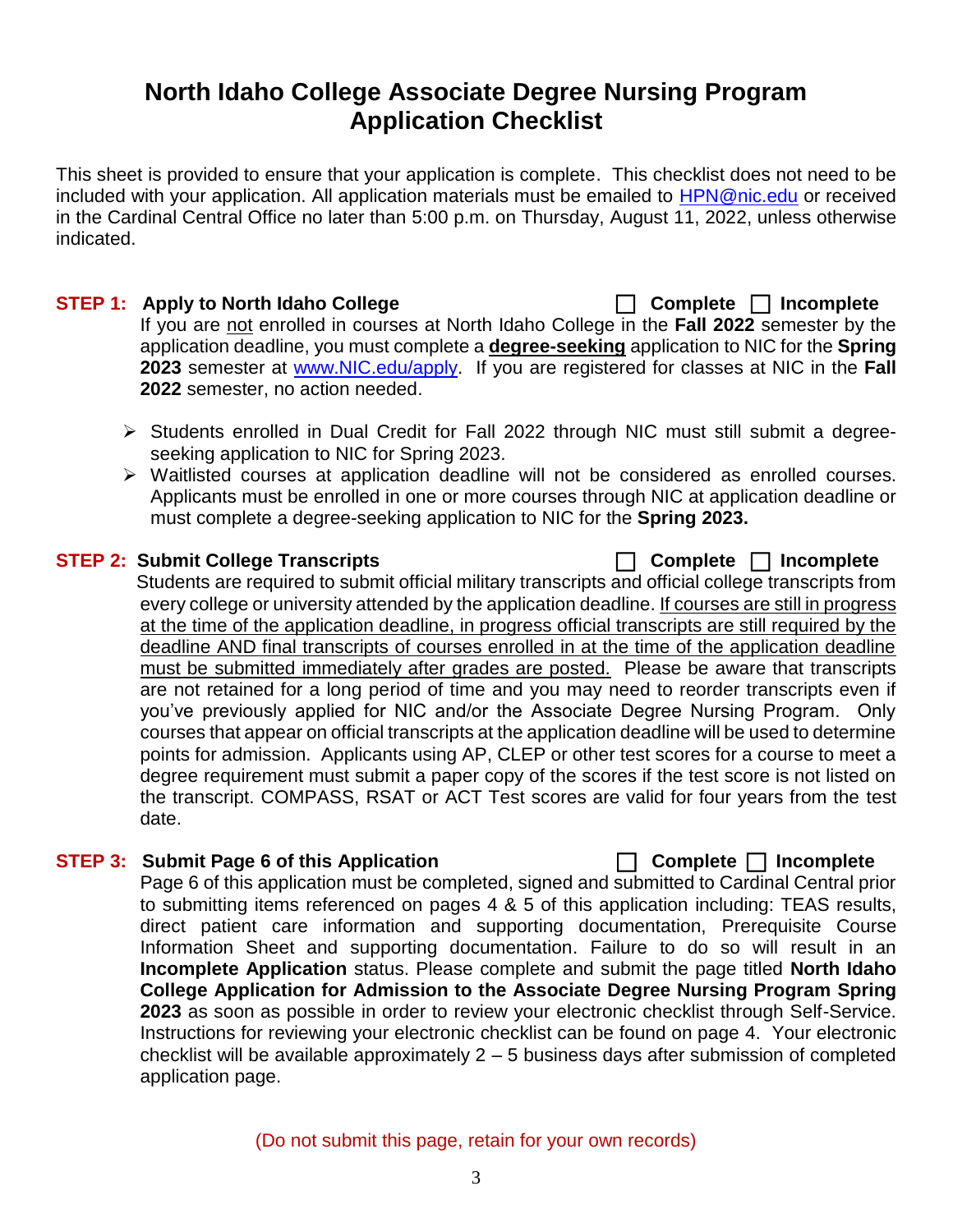# North Idaho College Associate Degree Nursing Program Application Checklist

This sheet is provided to ensure that your application is complete. This checklist does not need to be included with your application. All application materials must be emailed to HPN@nic.edu or received in the Cardinal Central Office no later than 5:00 p.m. on Thursday, August 11, 2022, unless otherwise indicated.

**STEP 1: Apply to North Idaho College** ☐ Complete ☐ Incomplete

If you are not enrolled in courses at North Idaho College in the **Fall 2022** semester by the application deadline, you must complete a **degree-seeking** application to NIC for the **Spring 2023** semester at www.NIC.edu/apply. If you are registered for classes at NIC in the **Fall 2022** semester, no action needed.

- Students enrolled in Dual Credit for Fall 2022 through NIC must still submit a degree-seeking application to NIC for Spring 2023.
- Waitlisted courses at application deadline will not be considered as enrolled courses. Applicants must be enrolled in one or more courses through NIC at application deadline or must complete a degree-seeking application to NIC for the **Spring 2023.**

**STEP 2: Submit College Transcripts** ☐ Complete ☐ Incomplete

Students are required to submit official military transcripts and official college transcripts from every college or university attended by the application deadline. If courses are still in progress at the time of the application deadline, in progress official transcripts are still required by the deadline AND final transcripts of courses enrolled in at the time of the application deadline must be submitted immediately after grades are posted. Please be aware that transcripts are not retained for a long period of time and you may need to reorder transcripts even if you've previously applied for NIC and/or the Associate Degree Nursing Program. Only courses that appear on official transcripts at the application deadline will be used to determine points for admission. Applicants using AP, CLEP or other test scores for a course to meet a degree requirement must submit a paper copy of the scores if the test score is not listed on the transcript. COMPASS, RSAT or ACT Test scores are valid for four years from the test date.

**STEP 3: Submit Page 6 of this Application** ☐ Complete ☐ Incomplete

Page 6 of this application must be completed, signed and submitted to Cardinal Central prior to submitting items referenced on pages 4 & 5 of this application including: TEAS results, direct patient care information and supporting documentation, Prerequisite Course Information Sheet and supporting documentation. Failure to do so will result in an **Incomplete Application** status. Please complete and submit the page titled **North Idaho College Application for Admission to the Associate Degree Nursing Program Spring 2023** as soon as possible in order to review your electronic checklist through Self-Service. Instructions for reviewing your electronic checklist can be found on page 4. Your electronic checklist will be available approximately 2 – 5 business days after submission of completed application page.

(Do not submit this page, retain for your own records)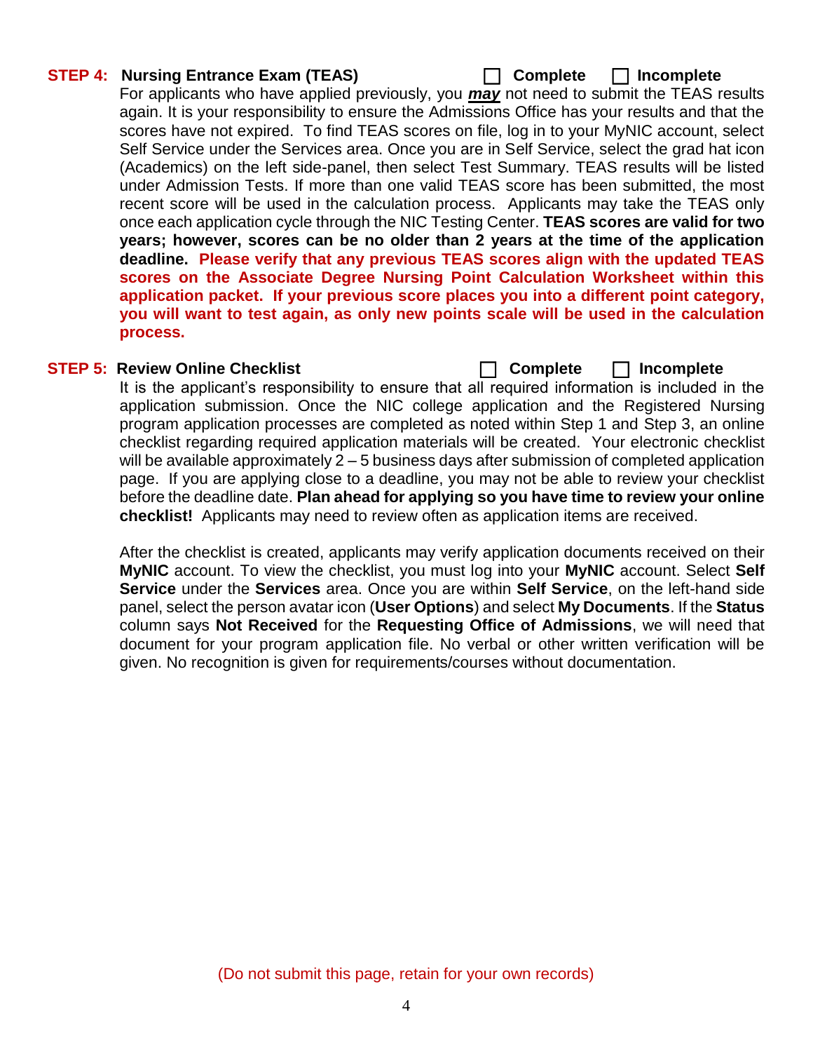## STEP 4: Nursing Entrance Exam (TEAS) ☐ Complete ☐ Incomplete

For applicants who have applied previously, you ***may*** not need to submit the TEAS results again. It is your responsibility to ensure the Admissions Office has your results and that the scores have not expired. To find TEAS scores on file, log in to your MyNIC account, select Self Service under the Services area. Once you are in Self Service, select the grad hat icon (Academics) on the left side-panel, then select Test Summary. TEAS results will be listed under Admission Tests. If more than one valid TEAS score has been submitted, the most recent score will be used in the calculation process. Applicants may take the TEAS only once each application cycle through the NIC Testing Center. **TEAS scores are valid for two years; however, scores can be no older than 2 years at the time of the application deadline. Please verify that any previous TEAS scores align with the updated TEAS scores on the Associate Degree Nursing Point Calculation Worksheet within this application packet. If your previous score places you into a different point category, you will want to test again, as only new points scale will be used in the calculation process.**

## STEP 5: Review Online Checklist ☐ Complete ☐ Incomplete

It is the applicant's responsibility to ensure that all required information is included in the application submission. Once the NIC college application and the Registered Nursing program application processes are completed as noted within Step 1 and Step 3, an online checklist regarding required application materials will be created. Your electronic checklist will be available approximately 2 – 5 business days after submission of completed application page. If you are applying close to a deadline, you may not be able to review your checklist before the deadline date. **Plan ahead for applying so you have time to review your online checklist!** Applicants may need to review often as application items are received.

After the checklist is created, applicants may verify application documents received on their **MyNIC** account. To view the checklist, you must log into your **MyNIC** account. Select **Self Service** under the **Services** area. Once you are within **Self Service**, on the left-hand side panel, select the person avatar icon (**User Options**) and select **My Documents**. If the **Status** column says **Not Received** for the **Requesting Office of Admissions**, we will need that document for your program application file. No verbal or other written verification will be given. No recognition is given for requirements/courses without documentation.

(Do not submit this page, retain for your own records)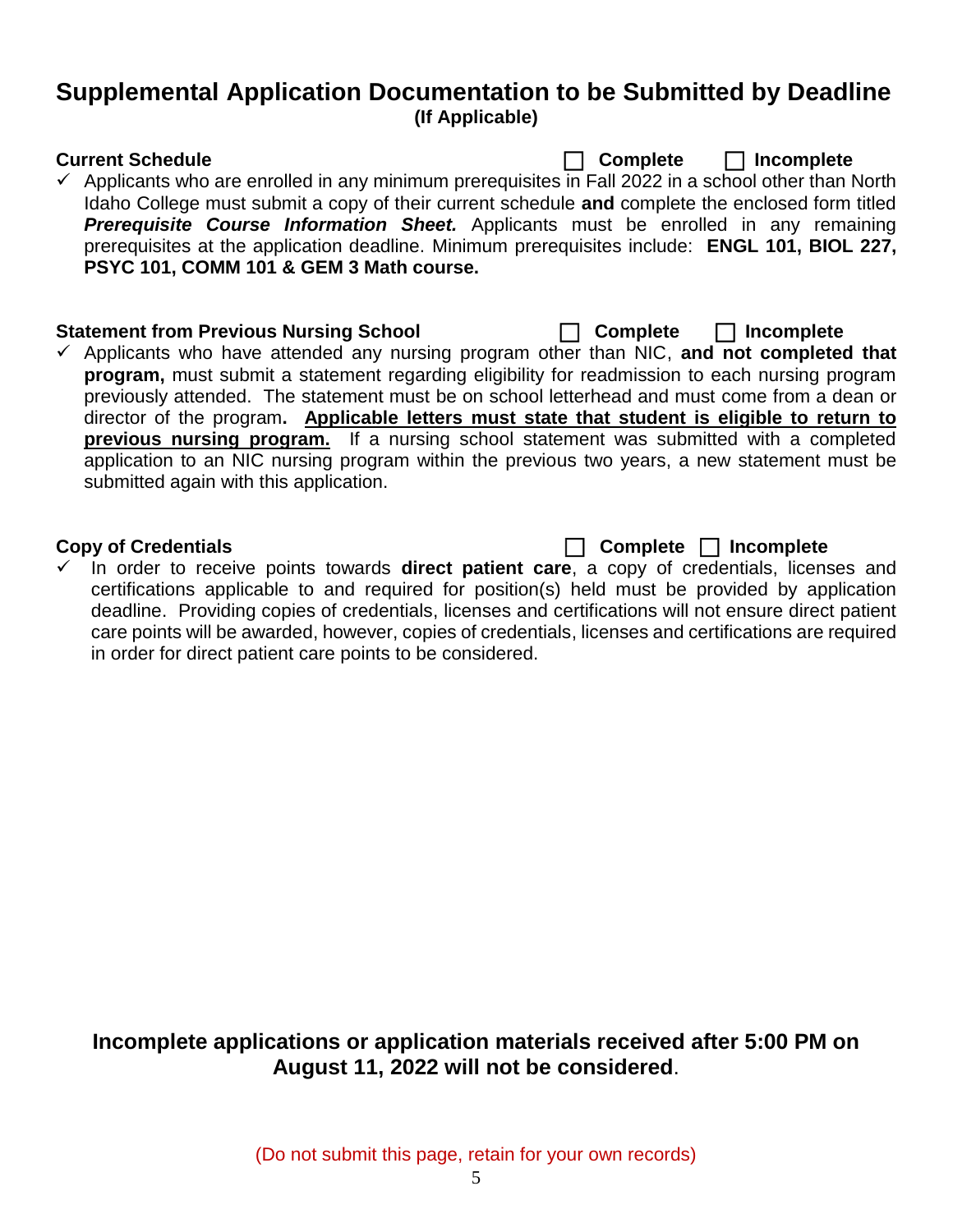# Supplemental Application Documentation to be Submitted by Deadline

**(If Applicable)**

**Current Schedule** ☐ **Complete** ☐ **Incomplete**

✓ Applicants who are enrolled in any minimum prerequisites in Fall 2022 in a school other than North Idaho College must submit a copy of their current schedule **and** complete the enclosed form titled ***Prerequisite Course Information Sheet.*** Applicants must be enrolled in any remaining prerequisites at the application deadline. Minimum prerequisites include: **ENGL 101, BIOL 227, PSYC 101, COMM 101 & GEM 3 Math course.**

**Statement from Previous Nursing School** ☐ **Complete** ☐ **Incomplete**

✓ Applicants who have attended any nursing program other than NIC, **and not completed that program,** must submit a statement regarding eligibility for readmission to each nursing program previously attended. The statement must be on school letterhead and must come from a dean or director of the program**.** <u>**Applicable letters must state that student is eligible to return to previous nursing program.**</u> If a nursing school statement was submitted with a completed application to an NIC nursing program within the previous two years, a new statement must be submitted again with this application.

**Copy of Credentials** ☐ **Complete** ☐ **Incomplete**

✓ In order to receive points towards **direct patient care**, a copy of credentials, licenses and certifications applicable to and required for position(s) held must be provided by application deadline. Providing copies of credentials, licenses and certifications will not ensure direct patient care points will be awarded, however, copies of credentials, licenses and certifications are required in order for direct patient care points to be considered.

**Incomplete applications or application materials received after 5:00 PM on August 11, 2022 will not be considered**.

(Do not submit this page, retain for your own records)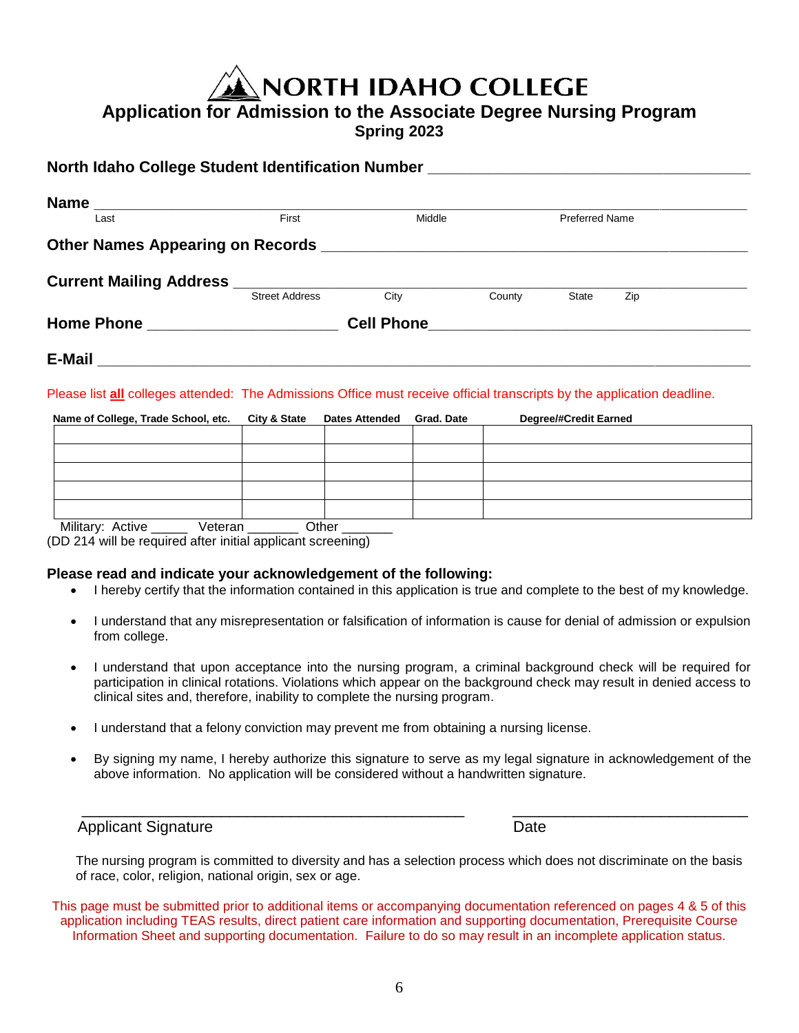# NORTH IDAHO COLLEGE

## Application for Admission to the Associate Degree Nursing Program

### Spring 2023

**North Idaho College Student Identification Number** ______________________________________

**Name** ____________________________________________________________________
Last First Middle Preferred Name

**Other Names Appearing on Records** ____________________________________________

**Current Mailing Address** ____________________________________________________
Street Address City County State Zip

**Home Phone** _____________________ **Cell Phone** ________________________________

**E-Mail** _________________________________________________________________

Please list **all** colleges attended: The Admissions Office must receive official transcripts by the application deadline.

| Name of College, Trade School, etc. | City & State | Dates Attended | Grad. Date | Degree/#Credit Earned |
|---|---|---|---|---|
| | | | | |
| | | | | |
| | | | | |
| | | | | |
| | | | | |

Military: Active _____ Veteran _______ Other _______
(DD 214 will be required after initial applicant screening)

**Please read and indicate your acknowledgement of the following:**

- I hereby certify that the information contained in this application is true and complete to the best of my knowledge.
- I understand that any misrepresentation or falsification of information is cause for denial of admission or expulsion from college.
- I understand that upon acceptance into the nursing program, a criminal background check will be required for participation in clinical rotations. Violations which appear on the background check may result in denied access to clinical sites and, therefore, inability to complete the nursing program.
- I understand that a felony conviction may prevent me from obtaining a nursing license.
- By signing my name, I hereby authorize this signature to serve as my legal signature in acknowledgement of the above information. No application will be considered without a handwritten signature.

_____________________________________________ ___________________________
Applicant Signature Date

The nursing program is committed to diversity and has a selection process which does not discriminate on the basis of race, color, religion, national origin, sex or age.

This page must be submitted prior to additional items or accompanying documentation referenced on pages 4 & 5 of this application including TEAS results, direct patient care information and supporting documentation, Prerequisite Course Information Sheet and supporting documentation. Failure to do so may result in an incomplete application status.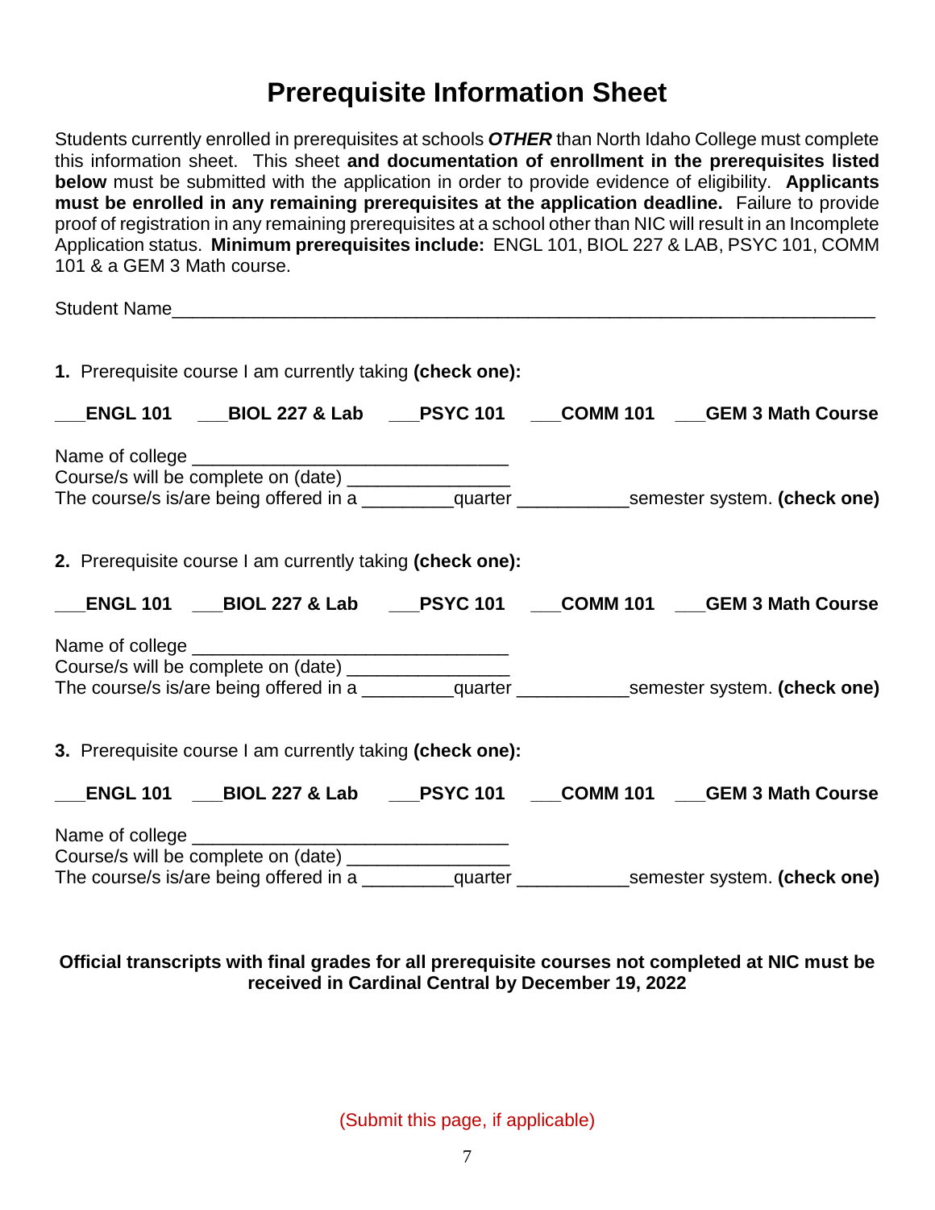# Prerequisite Information Sheet

Students currently enrolled in prerequisites at schools ***OTHER*** than North Idaho College must complete this information sheet. This sheet **and documentation of enrollment in the prerequisites listed below** must be submitted with the application in order to provide evidence of eligibility. **Applicants must be enrolled in any remaining prerequisites at the application deadline.** Failure to provide proof of registration in any remaining prerequisites at a school other than NIC will result in an Incomplete Application status. **Minimum prerequisites include:** ENGL 101, BIOL 227 & LAB, PSYC 101, COMM 101 & a GEM 3 Math course.

Student Name_______________________________________________________________________

**1.** Prerequisite course I am currently taking **(check one):**

**___ENGL 101 ___BIOL 227 & Lab ___PSYC 101 ___COMM 101 ___GEM 3 Math Course**

Name of college ______________________________
Course/s will be complete on (date) ______________
The course/s is/are being offered in a _________quarter ___________semester system. **(check one)**

**2.** Prerequisite course I am currently taking **(check one):**

**___ENGL 101 ___BIOL 227 & Lab ___PSYC 101 ___COMM 101 ___GEM 3 Math Course**

Name of college ______________________________
Course/s will be complete on (date) ______________
The course/s is/are being offered in a _________quarter ___________semester system. **(check one)**

**3.** Prerequisite course I am currently taking **(check one):**

**___ENGL 101 ___BIOL 227 & Lab ___PSYC 101 ___COMM 101 ___GEM 3 Math Course**

Name of college ______________________________
Course/s will be complete on (date) ______________
The course/s is/are being offered in a _________quarter ___________semester system. **(check one)**

**Official transcripts with final grades for all prerequisite courses not completed at NIC must be received in Cardinal Central by December 19, 2022**

(Submit this page, if applicable)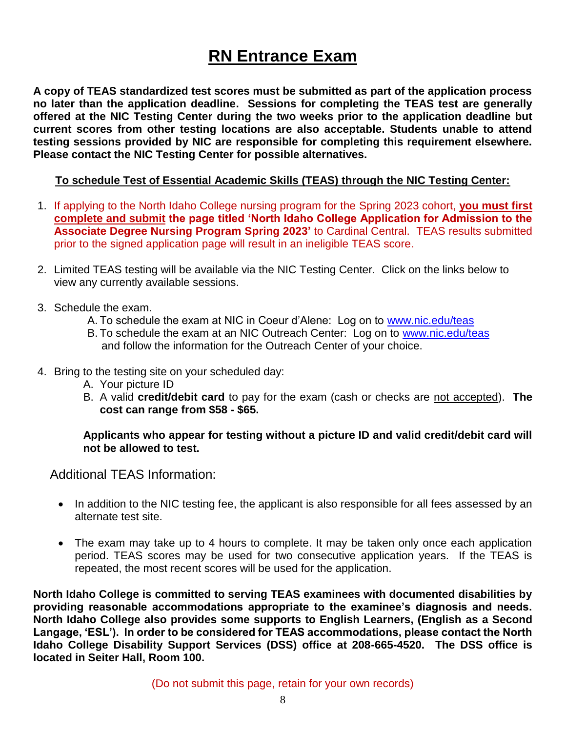# RN Entrance Exam

**A copy of TEAS standardized test scores must be submitted as part of the application process no later than the application deadline. Sessions for completing the TEAS test are generally offered at the NIC Testing Center during the two weeks prior to the application deadline but current scores from other testing locations are also acceptable. Students unable to attend testing sessions provided by NIC are responsible for completing this requirement elsewhere. Please contact the NIC Testing Center for possible alternatives.**

**To schedule Test of Essential Academic Skills (TEAS) through the NIC Testing Center:**

1. If applying to the North Idaho College nursing program for the Spring 2023 cohort, **you must first complete and submit the page titled 'North Idaho College Application for Admission to the Associate Degree Nursing Program Spring 2023'** to Cardinal Central. TEAS results submitted prior to the signed application page will result in an ineligible TEAS score.

2. Limited TEAS testing will be available via the NIC Testing Center. Click on the links below to view any currently available sessions.

3. Schedule the exam.
   - A. To schedule the exam at NIC in Coeur d'Alene: Log on to www.nic.edu/teas
   - B. To schedule the exam at an NIC Outreach Center: Log on to www.nic.edu/teas and follow the information for the Outreach Center of your choice.

4. Bring to the testing site on your scheduled day:
   - A. Your picture ID
   - B. A valid **credit/debit card** to pay for the exam (cash or checks are not accepted). **The cost can range from $58 - $65.**

   **Applicants who appear for testing without a picture ID and valid credit/debit card will not be allowed to test.**

## Additional TEAS Information:

- In addition to the NIC testing fee, the applicant is also responsible for all fees assessed by an alternate test site.
- The exam may take up to 4 hours to complete. It may be taken only once each application period. TEAS scores may be used for two consecutive application years. If the TEAS is repeated, the most recent scores will be used for the application.

**North Idaho College is committed to serving TEAS examinees with documented disabilities by providing reasonable accommodations appropriate to the examinee's diagnosis and needs. North Idaho College also provides some supports to English Learners, (English as a Second Langage, 'ESL'). In order to be considered for TEAS accommodations, please contact the North Idaho College Disability Support Services (DSS) office at 208-665-4520. The DSS office is located in Seiter Hall, Room 100.**

(Do not submit this page, retain for your own records)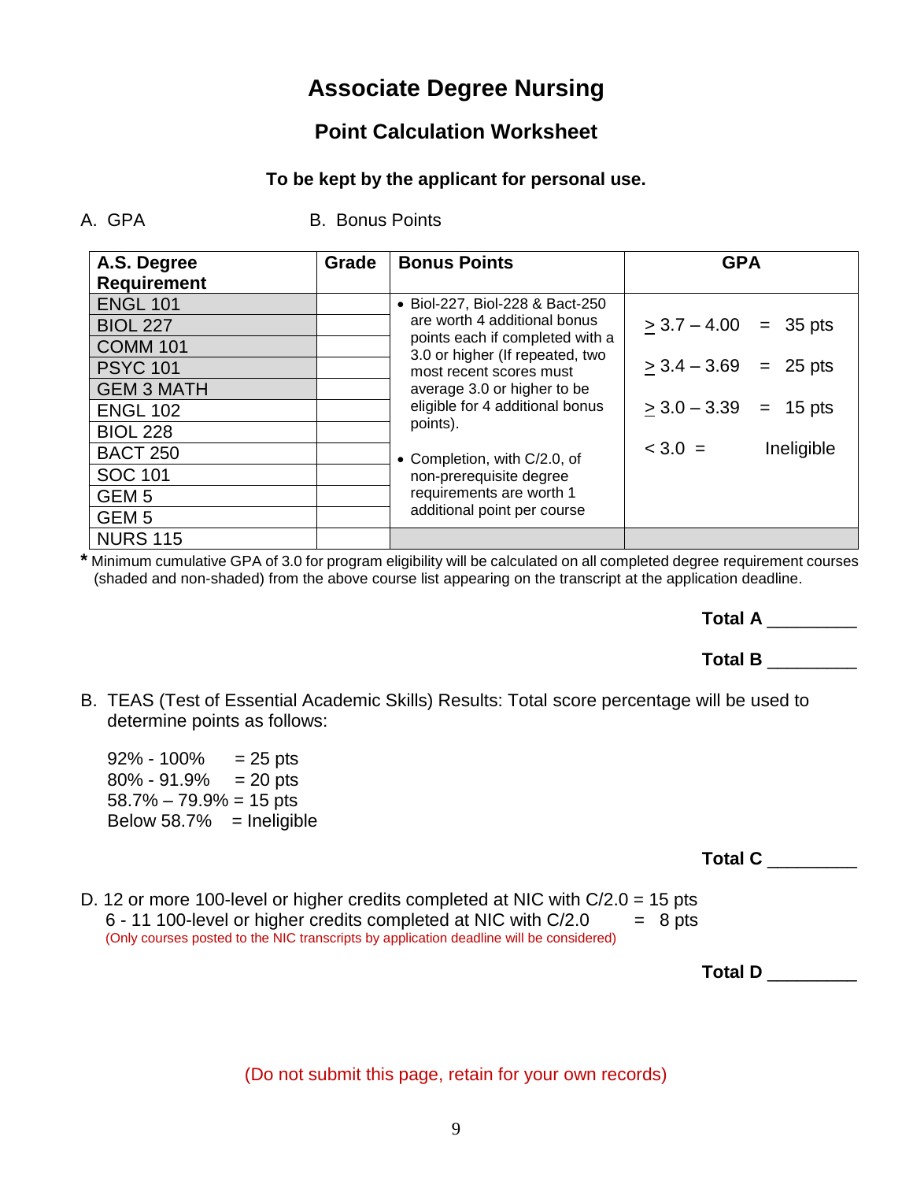# Associate Degree Nursing

## Point Calculation Worksheet

**To be kept by the applicant for personal use.**

A. GPA B. Bonus Points

| A.S. Degree Requirement | Grade | Bonus Points | GPA |
|---|---|---|---|
| ENGL 101 | | • Biol-227, Biol-228 & Bact-250 are worth 4 additional bonus points each if completed with a 3.0 or higher (If repeated, two most recent scores must average 3.0 or higher to be eligible for 4 additional bonus points).<br><br>• Completion, with C/2.0, of non-prerequisite degree requirements are worth 1 additional point per course | ≥ 3.7 – 4.00 = 35 pts<br><br>≥ 3.4 – 3.69 = 25 pts<br><br>≥ 3.0 – 3.39 = 15 pts<br><br>< 3.0 = Ineligible |
| BIOL 227 | | | |
| COMM 101 | | | |
| PSYC 101 | | | |
| GEM 3 MATH | | | |
| ENGL 102 | | | |
| BIOL 228 | | | |
| BACT 250 | | | |
| SOC 101 | | | |
| GEM 5 | | | |
| GEM 5 | | | |
| NURS 115 | | | |

* Minimum cumulative GPA of 3.0 for program eligibility will be calculated on all completed degree requirement courses (shaded and non-shaded) from the above course list appearing on the transcript at the application deadline.

**Total A** _________

**Total B** _________

B. TEAS (Test of Essential Academic Skills) Results: Total score percentage will be used to determine points as follows:

92% - 100% = 25 pts
80% - 91.9% = 20 pts
58.7% – 79.9% = 15 pts
Below 58.7% = Ineligible

**Total C** _________

D. 12 or more 100-level or higher credits completed at NIC with C/2.0 = 15 pts
6 - 11 100-level or higher credits completed at NIC with C/2.0 = 8 pts
(Only courses posted to the NIC transcripts by application deadline will be considered)

**Total D** _________

(Do not submit this page, retain for your own records)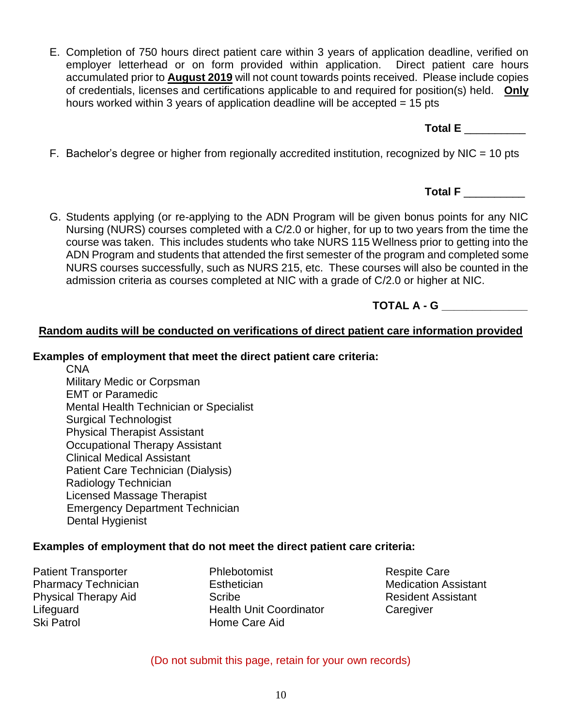E. Completion of 750 hours direct patient care within 3 years of application deadline, verified on employer letterhead or on form provided within application. Direct patient care hours accumulated prior to **August 2019** will not count towards points received. Please include copies of credentials, licenses and certifications applicable to and required for position(s) held. **Only** hours worked within 3 years of application deadline will be accepted = 15 pts

**Total E** __________

F. Bachelor's degree or higher from regionally accredited institution, recognized by NIC = 10 pts

**Total F** __________

G. Students applying (or re-applying to the ADN Program will be given bonus points for any NIC Nursing (NURS) courses completed with a C/2.0 or higher, for up to two years from the time the course was taken. This includes students who take NURS 115 Wellness prior to getting into the ADN Program and students that attended the first semester of the program and completed some NURS courses successfully, such as NURS 215, etc. These courses will also be counted in the admission criteria as courses completed at NIC with a grade of C/2.0 or higher at NIC.

**TOTAL A - G** ______________

**Random audits will be conducted on verifications of direct patient care information provided**

**Examples of employment that meet the direct patient care criteria:**

- CNA
- Military Medic or Corpsman
- EMT or Paramedic
- Mental Health Technician or Specialist
- Surgical Technologist
- Physical Therapist Assistant
- Occupational Therapy Assistant
- Clinical Medical Assistant
- Patient Care Technician (Dialysis)
- Radiology Technician
- Licensed Massage Therapist
- Emergency Department Technician
- Dental Hygienist

**Examples of employment that do not meet the direct patient care criteria:**

- Patient Transporter
- Pharmacy Technician
- Physical Therapy Aid
- Lifeguard
- Ski Patrol
- Phlebotomist
- Esthetician
- Scribe
- Health Unit Coordinator
- Home Care Aid
- Respite Care
- Medication Assistant
- Resident Assistant
- Caregiver

(Do not submit this page, retain for your own records)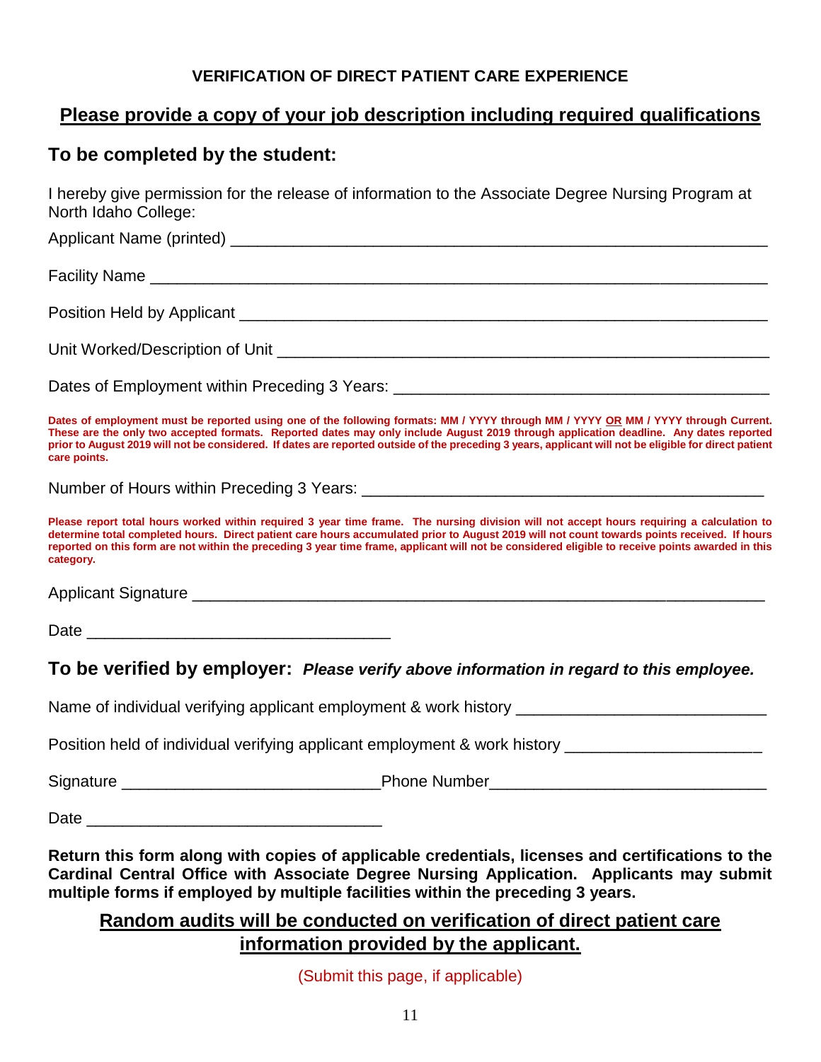## VERIFICATION OF DIRECT PATIENT CARE EXPERIENCE

## Please provide a copy of your job description including required qualifications

### To be completed by the student:

I hereby give permission for the release of information to the Associate Degree Nursing Program at North Idaho College:

Applicant Name (printed) ______________________________________________

Facility Name ______________________________________________

Position Held by Applicant ______________________________________________

Unit Worked/Description of Unit ______________________________________________

Dates of Employment within Preceding 3 Years: ______________________________

**Dates of employment must be reported using one of the following formats: MM / YYYY through MM / YYYY OR MM / YYYY through Current. These are the only two accepted formats. Reported dates may only include August 2019 through application deadline. Any dates reported prior to August 2019 will not be considered. If dates are reported outside of the preceding 3 years, applicant will not be eligible for direct patient care points.**

Number of Hours within Preceding 3 Years: ______________________________

**Please report total hours worked within required 3 year time frame. The nursing division will not accept hours requiring a calculation to determine total completed hours. Direct patient care hours accumulated prior to August 2019 will not count towards points received. If hours reported on this form are not within the preceding 3 year time frame, applicant will not be considered eligible to receive points awarded in this category.**

Applicant Signature ______________________________________________

Date ______________________________

### To be verified by employer: *Please verify above information in regard to this employee.*

Name of individual verifying applicant employment & work history ______________________________

Position held of individual verifying applicant employment & work history ______________________

Signature ______________________________ Phone Number ______________________________

Date ______________________________

**Return this form along with copies of applicable credentials, licenses and certifications to the Cardinal Central Office with Associate Degree Nursing Application. Applicants may submit multiple forms if employed by multiple facilities within the preceding 3 years.**

**Random audits will be conducted on verification of direct patient care information provided by the applicant.**

(Submit this page, if applicable)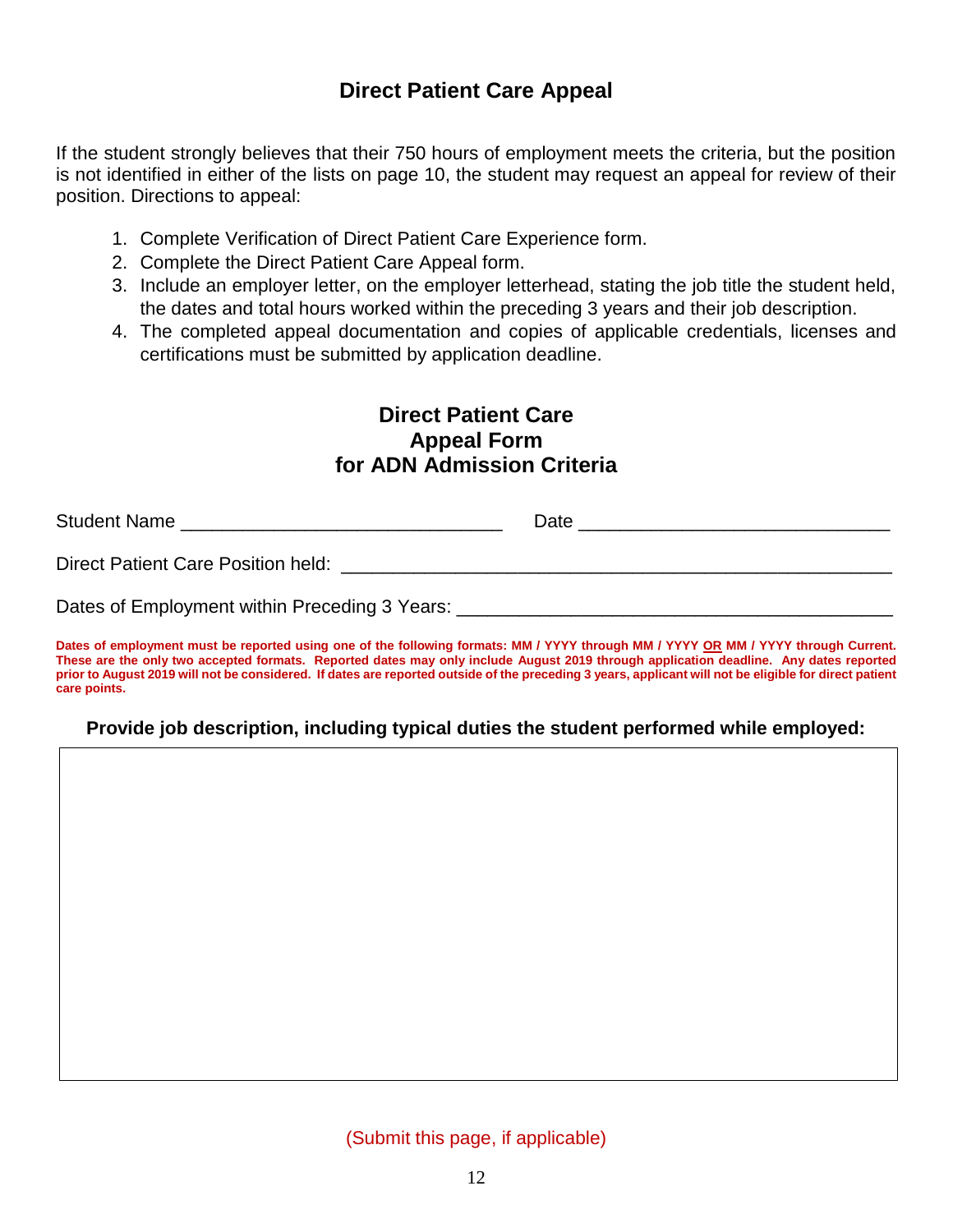## Direct Patient Care Appeal

If the student strongly believes that their 750 hours of employment meets the criteria, but the position is not identified in either of the lists on page 10, the student may request an appeal for review of their position. Directions to appeal:

1. Complete Verification of Direct Patient Care Experience form.
2. Complete the Direct Patient Care Appeal form.
3. Include an employer letter, on the employer letterhead, stating the job title the student held, the dates and total hours worked within the preceding 3 years and their job description.
4. The completed appeal documentation and copies of applicable credentials, licenses and certifications must be submitted by application deadline.

## Direct Patient Care Appeal Form for ADN Admission Criteria

Student Name ________________________________ Date ______________________________

Direct Patient Care Position held: ______________________________________________________

Dates of Employment within Preceding 3 Years: ___________________________________________

**Dates of employment must be reported using one of the following formats: MM / YYYY through MM / YYYY OR MM / YYYY through Current. These are the only two accepted formats. Reported dates may only include August 2019 through application deadline. Any dates reported prior to August 2019 will not be considered. If dates are reported outside of the preceding 3 years, applicant will not be eligible for direct patient care points.**

**Provide job description, including typical duties the student performed while employed:**

(Submit this page, if applicable)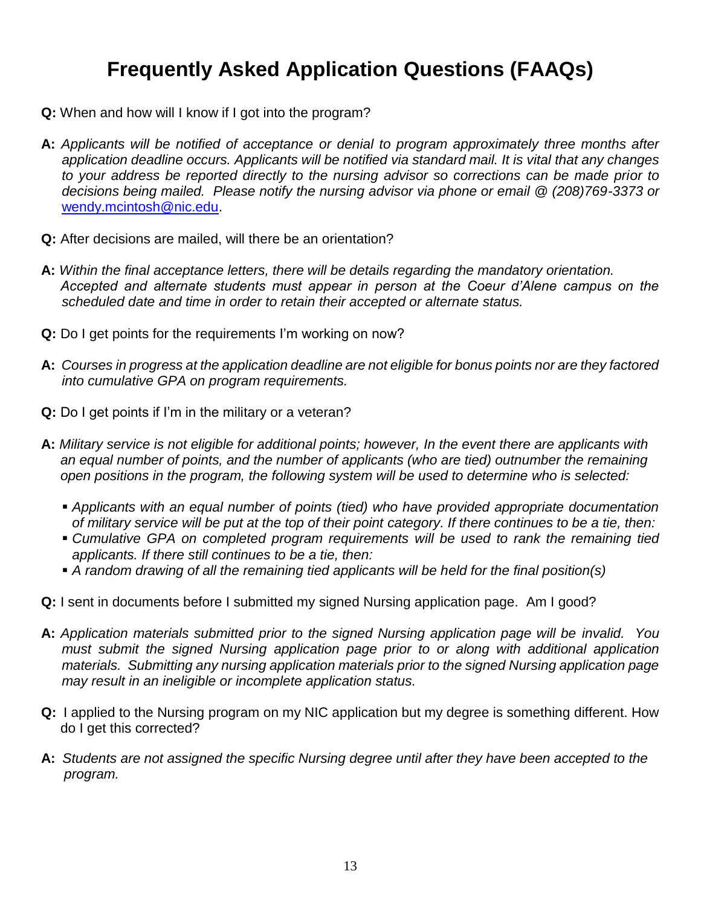# Frequently Asked Application Questions (FAAQs)

**Q:** When and how will I know if I got into the program?

**A:** *Applicants will be notified of acceptance or denial to program approximately three months after application deadline occurs. Applicants will be notified via standard mail. It is vital that any changes to your address be reported directly to the nursing advisor so corrections can be made prior to decisions being mailed. Please notify the nursing advisor via phone or email @ (208)769-3373 or* [wendy.mcintosh@nic.edu](mailto:wendy.mcintosh@nic.edu).

**Q:** After decisions are mailed, will there be an orientation?

**A:** *Within the final acceptance letters, there will be details regarding the mandatory orientation. Accepted and alternate students must appear in person at the Coeur d'Alene campus on the scheduled date and time in order to retain their accepted or alternate status.*

**Q:** Do I get points for the requirements I'm working on now?

**A:** *Courses in progress at the application deadline are not eligible for bonus points nor are they factored into cumulative GPA on program requirements.*

**Q:** Do I get points if I'm in the military or a veteran?

**A:** *Military service is not eligible for additional points; however, In the event there are applicants with an equal number of points, and the number of applicants (who are tied) outnumber the remaining open positions in the program, the following system will be used to determine who is selected:*

- *Applicants with an equal number of points (tied) who have provided appropriate documentation of military service will be put at the top of their point category. If there continues to be a tie, then:*
- *Cumulative GPA on completed program requirements will be used to rank the remaining tied applicants. If there still continues to be a tie, then:*
- *A random drawing of all the remaining tied applicants will be held for the final position(s)*

**Q:** I sent in documents before I submitted my signed Nursing application page. Am I good?

**A:** *Application materials submitted prior to the signed Nursing application page will be invalid. You must submit the signed Nursing application page prior to or along with additional application materials. Submitting any nursing application materials prior to the signed Nursing application page may result in an ineligible or incomplete application status.*

**Q:** I applied to the Nursing program on my NIC application but my degree is something different. How do I get this corrected?

**A:** *Students are not assigned the specific Nursing degree until after they have been accepted to the program.*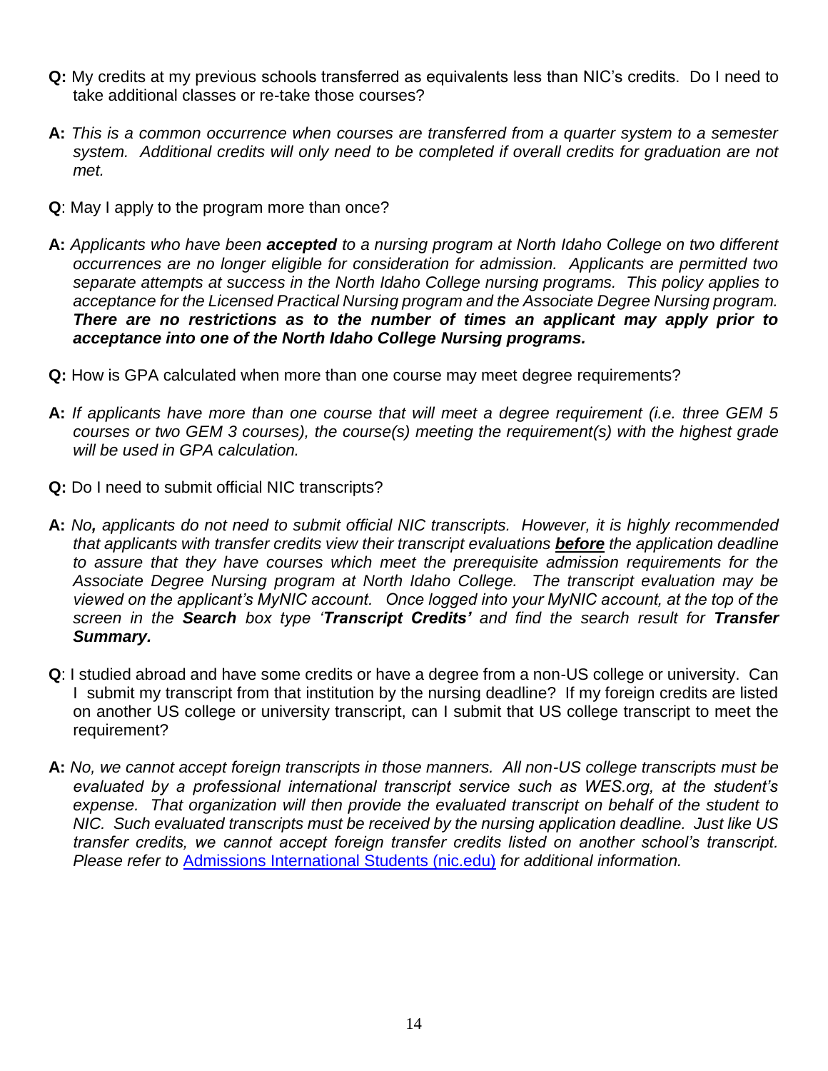**Q:** My credits at my previous schools transferred as equivalents less than NIC's credits. Do I need to take additional classes or re-take those courses?

**A:** *This is a common occurrence when courses are transferred from a quarter system to a semester system. Additional credits will only need to be completed if overall credits for graduation are not met.*

**Q**: May I apply to the program more than once?

**A:** *Applicants who have been **accepted** to a nursing program at North Idaho College on two different occurrences are no longer eligible for consideration for admission. Applicants are permitted two separate attempts at success in the North Idaho College nursing programs. This policy applies to acceptance for the Licensed Practical Nursing program and the Associate Degree Nursing program. **There are no restrictions as to the number of times an applicant may apply prior to acceptance into one of the North Idaho College Nursing programs.***

**Q:** How is GPA calculated when more than one course may meet degree requirements?

**A:** *If applicants have more than one course that will meet a degree requirement (i.e. three GEM 5 courses or two GEM 3 courses), the course(s) meeting the requirement(s) with the highest grade will be used in GPA calculation.*

**Q:** Do I need to submit official NIC transcripts?

**A:** *No**,** applicants do not need to submit official NIC transcripts. However, it is highly recommended that applicants with transfer credits view their transcript evaluations **before** the application deadline to assure that they have courses which meet the prerequisite admission requirements for the Associate Degree Nursing program at North Idaho College. The transcript evaluation may be viewed on the applicant's MyNIC account. Once logged into your MyNIC account, at the top of the screen in the **Search** box type '**Transcript Credits'** and find the search result for **Transfer Summary.***

**Q**: I studied abroad and have some credits or have a degree from a non-US college or university. Can I submit my transcript from that institution by the nursing deadline? If my foreign credits are listed on another US college or university transcript, can I submit that US college transcript to meet the requirement?

**A:** *No, we cannot accept foreign transcripts in those manners. All non-US college transcripts must be evaluated by a professional international transcript service such as WES.org, at the student's expense. That organization will then provide the evaluated transcript on behalf of the student to NIC. Such evaluated transcripts must be received by the nursing application deadline. Just like US transfer credits, we cannot accept foreign transfer credits listed on another school's transcript. Please refer to* Admissions International Students (nic.edu) *for additional information.*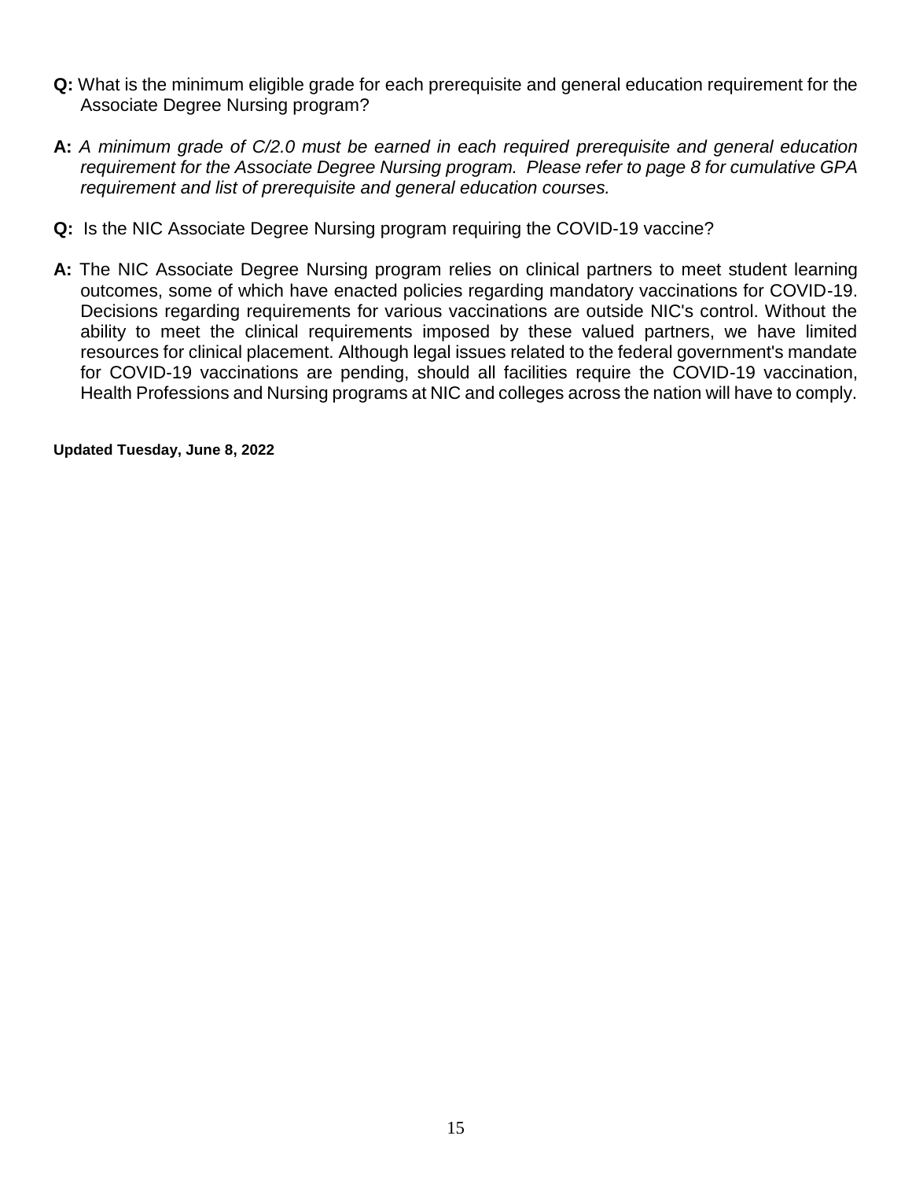**Q:** What is the minimum eligible grade for each prerequisite and general education requirement for the Associate Degree Nursing program?

**A:** *A minimum grade of C/2.0 must be earned in each required prerequisite and general education requirement for the Associate Degree Nursing program. Please refer to page 8 for cumulative GPA requirement and list of prerequisite and general education courses.*

**Q:** Is the NIC Associate Degree Nursing program requiring the COVID-19 vaccine?

**A:** The NIC Associate Degree Nursing program relies on clinical partners to meet student learning outcomes, some of which have enacted policies regarding mandatory vaccinations for COVID-19. Decisions regarding requirements for various vaccinations are outside NIC's control. Without the ability to meet the clinical requirements imposed by these valued partners, we have limited resources for clinical placement. Although legal issues related to the federal government's mandate for COVID-19 vaccinations are pending, should all facilities require the COVID-19 vaccination, Health Professions and Nursing programs at NIC and colleges across the nation will have to comply.

**Updated Tuesday, June 8, 2022**